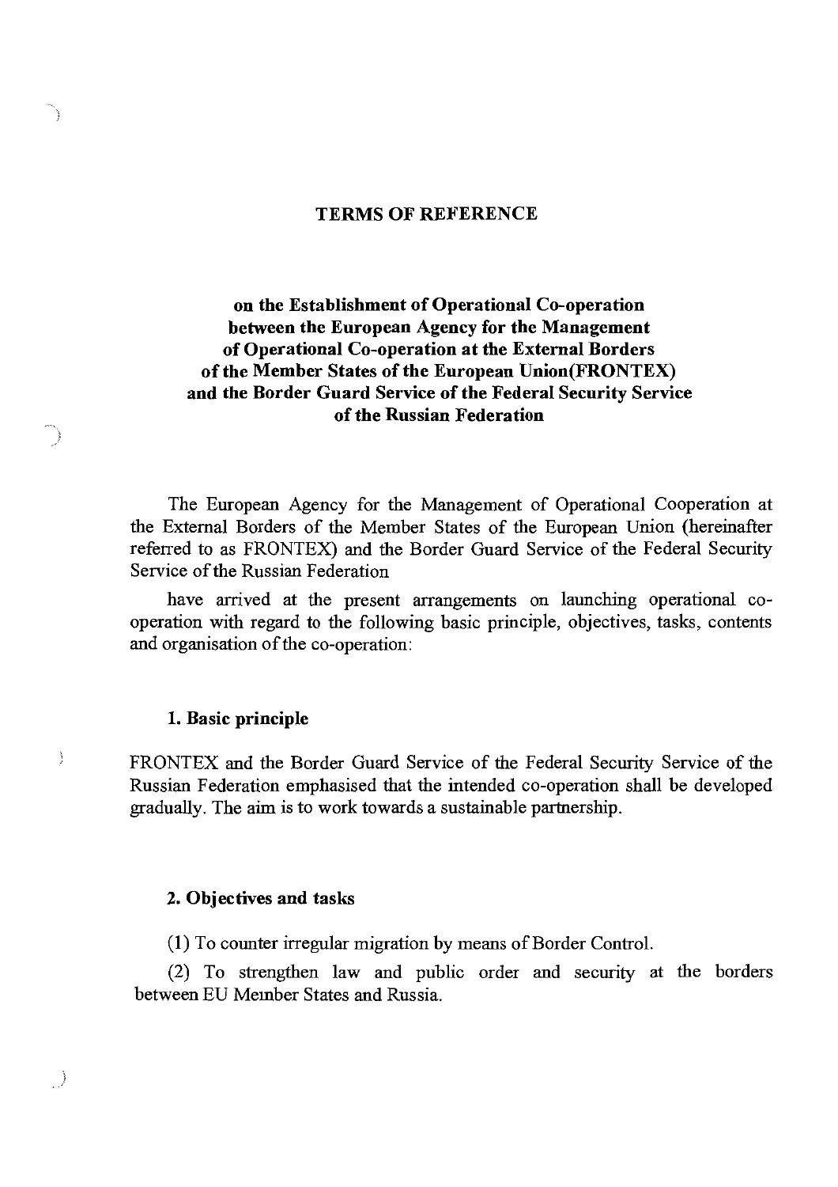# TERMS OF REFERENCE

## on the Establishment of Operational Co-operation between the European Agency for the Management of Operational Co-operation at the External Borders of the Member States of the European Union(FRONTEX) and the Border Guard Service of the Federal Security Service of the Russian Federation

The European Agency for the Management of Operational Cooperation at the External Borders of the Member States of the European Union (hereinafter referred to as FRONTEX) and the Border Guard Service of the Federal Security Service of the Russian Federation

have arrived at the present arrangements on launching operational co-operation with regard to the following basic principle, objectives, tasks, contents and organisation of the co-operation:

### 1. Basic principle

FRONTEX and the Border Guard Service of the Federal Security Service of the Russian Federation emphasised that the intended co-operation shall be developed gradually. The aim is to work towards a sustainable partnership.

### 2. Objectives and tasks

(1) To counter irregular migration by means of Border Control.

(2) To strengthen law and public order and security at the borders between EU Member States and Russia.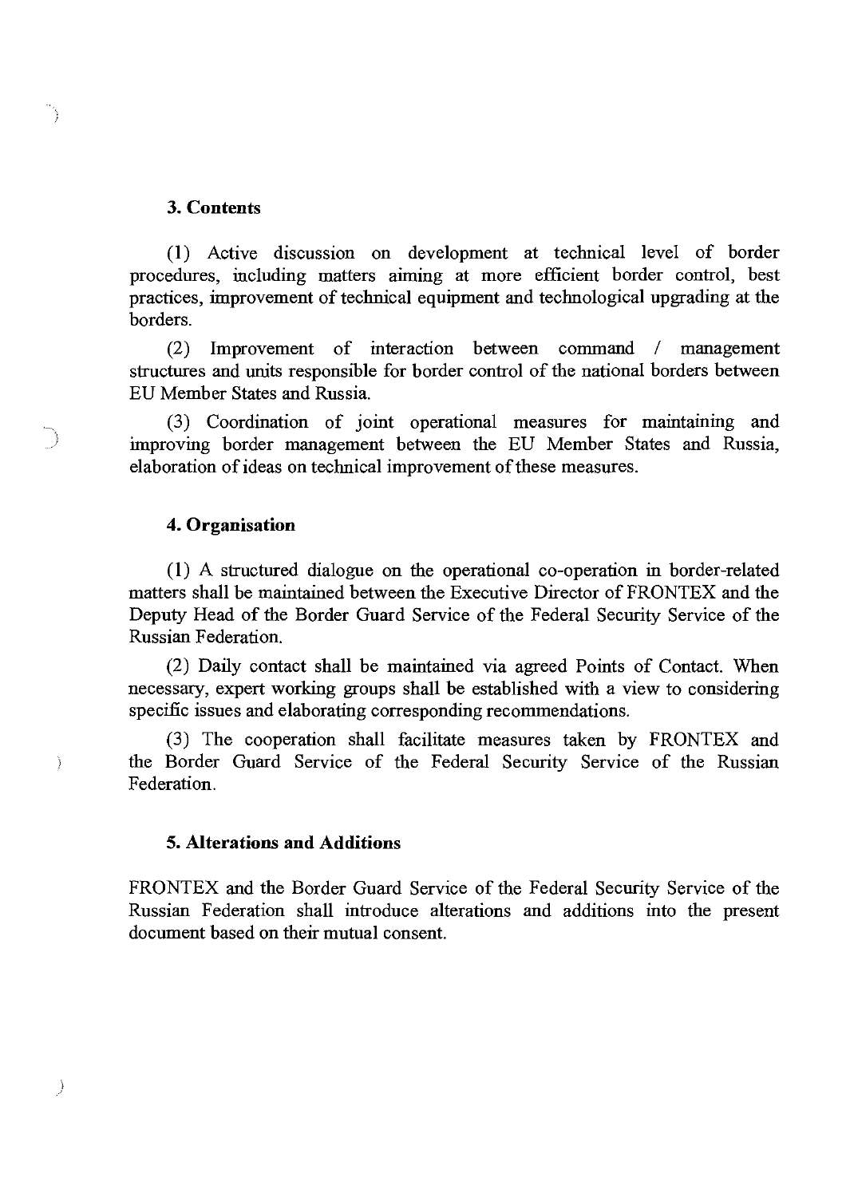**3. Contents**

(1) Active discussion on development at technical level of border procedures, including matters aiming at more efficient border control, best practices, improvement of technical equipment and technological upgrading at the borders.

(2) Improvement of interaction between command / management structures and units responsible for border control of the national borders between EU Member States and Russia.

(3) Coordination of joint operational measures for maintaining and improving border management between the EU Member States and Russia, elaboration of ideas on technical improvement of these measures.

**4. Organisation**

(1) A structured dialogue on the operational co-operation in border-related matters shall be maintained between the Executive Director of FRONTEX and the Deputy Head of the Border Guard Service of the Federal Security Service of the Russian Federation.

(2) Daily contact shall be maintained via agreed Points of Contact. When necessary, expert working groups shall be established with a view to considering specific issues and elaborating corresponding recommendations.

(3) The cooperation shall facilitate measures taken by FRONTEX and the Border Guard Service of the Federal Security Service of the Russian Federation.

**5. Alterations and Additions**

FRONTEX and the Border Guard Service of the Federal Security Service of the Russian Federation shall introduce alterations and additions into the present document based on their mutual consent.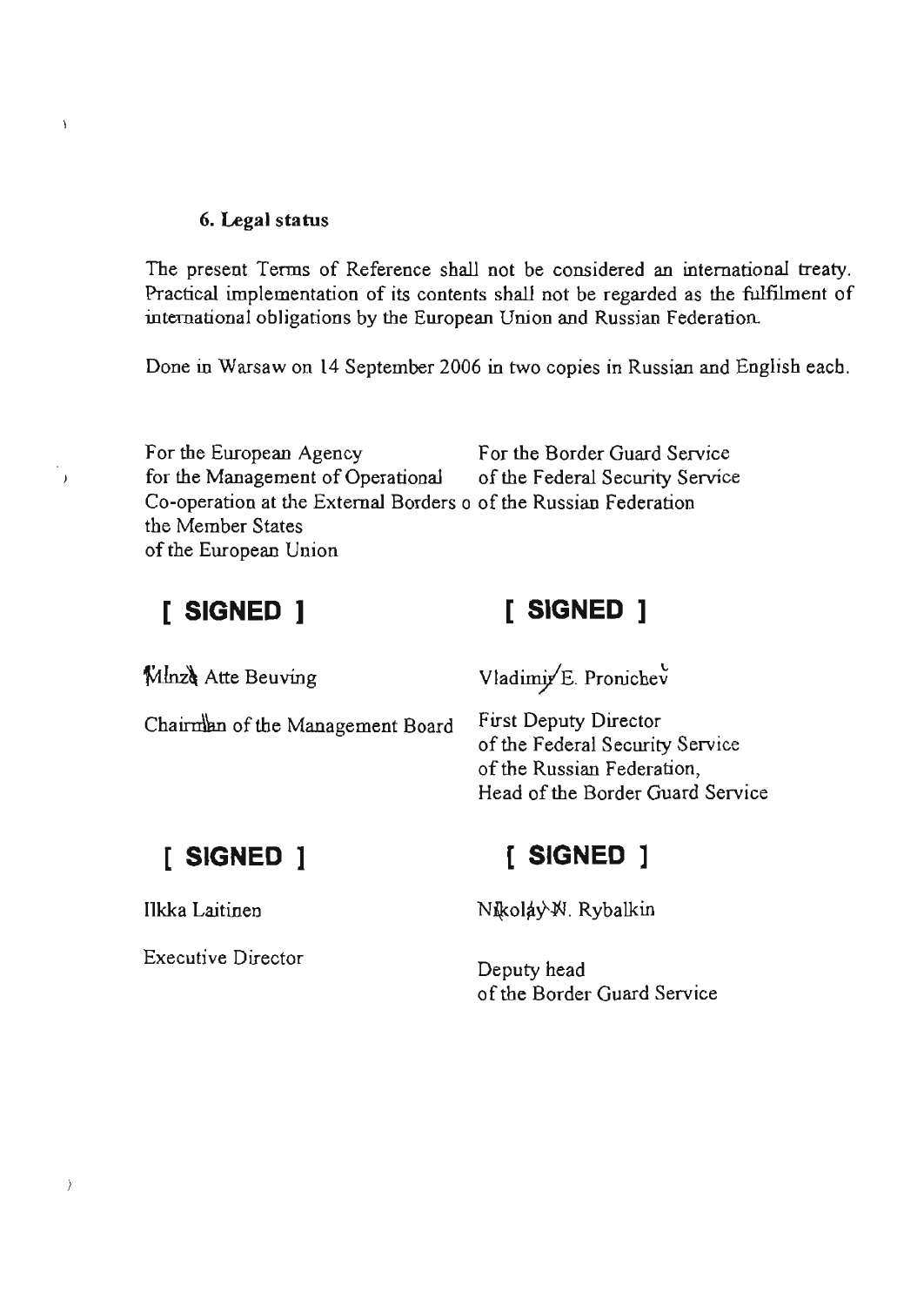#### 6. Legal status

The present Terms of Reference shall not be considered an international treaty. Practical implementation of its contents shall not be regarded as the fulfilment of international obligations by the European Union and Russian Federation.

Done in Warsaw on 14 September 2006 in two copies in Russian and English each.

| | |
|---|---|
| For the European Agency for the Management of Operational Co-operation at the External Borders o the Member States of the European Union | For the Border Guard Service of the Federal Security Service of the Russian Federation |
| [ SIGNED ] | [ SIGNED ] |
| Minze Atte Beuving | Vladimir E. Pronichev |
| Chairman of the Management Board | First Deputy Director of the Federal Security Service of the Russian Federation, Head of the Border Guard Service |
| [ SIGNED ] | [ SIGNED ] |
| Ilkka Laitinen | Nikolay N. Rybalkin |
| Executive Director | Deputy head of the Border Guard Service |